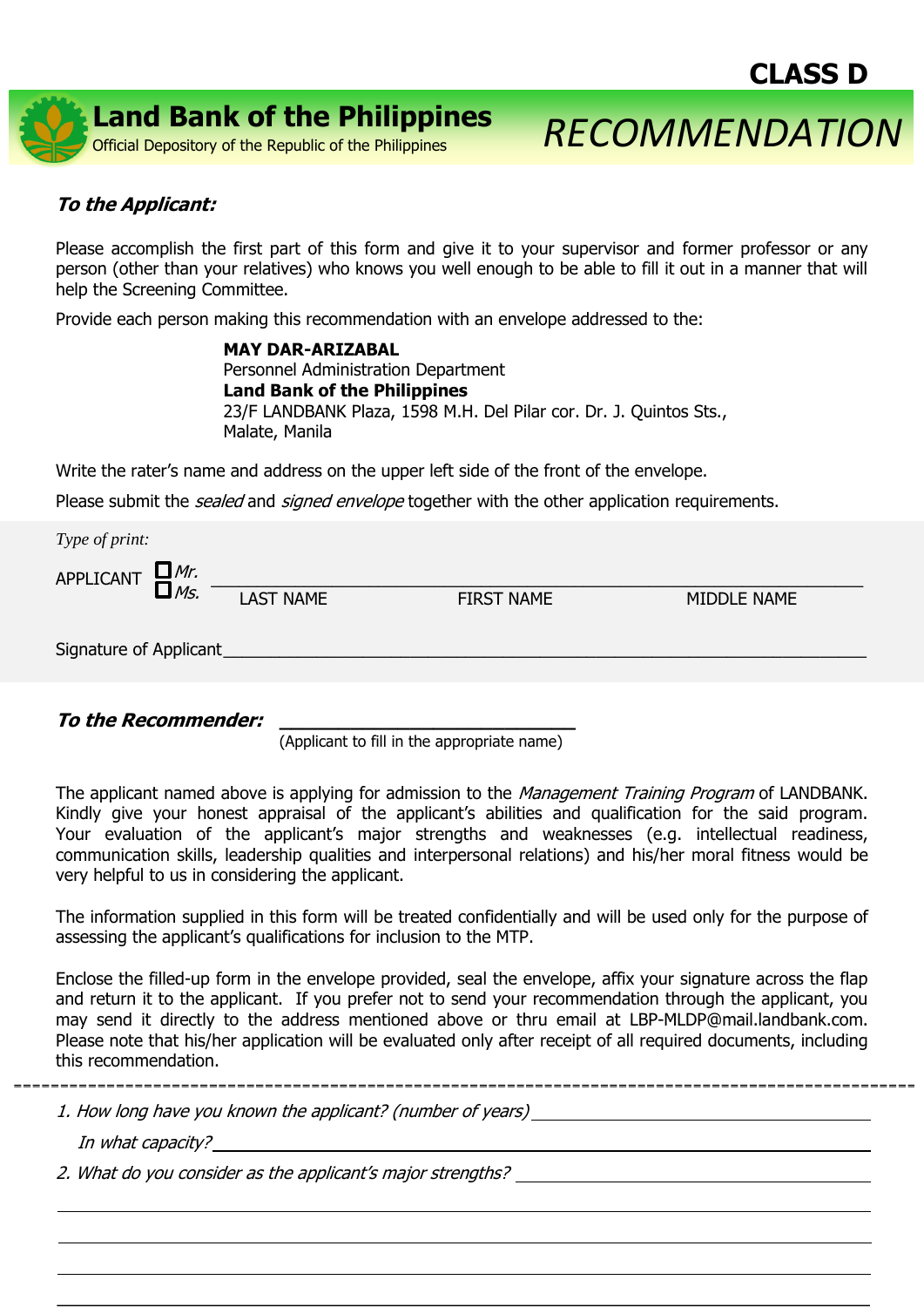**CLASS D**

# Land Bank of the Philippines

Official Depository of the Republic of the Philippines

# *RECOMMENDATION*

***To the Applicant:***

Please accomplish the first part of this form and give it to your supervisor and former professor or any person (other than your relatives) who knows you well enough to be able to fill it out in a manner that will help the Screening Committee.

Provide each person making this recommendation with an envelope addressed to the:

> **MAY DAR-ARIZABAL**
> Personnel Administration Department
> **Land Bank of the Philippines**
> 23/F LANDBANK Plaza, 1598 M.H. Del Pilar cor. Dr. J. Quintos Sts.,
> Malate, Manila

Write the rater's name and address on the upper left side of the front of the envelope.

Please submit the *sealed* and *signed envelope* together with the other application requirements.

*Type of print:*

APPLICANT ☐ *Mr.* ☐ *Ms.* ________________________________________________

LAST NAME FIRST NAME MIDDLE NAME

Signature of Applicant________________________________________________

***To the Recommender:*** ____________________________

(Applicant to fill in the appropriate name)

The applicant named above is applying for admission to the *Management Training Program* of LANDBANK. Kindly give your honest appraisal of the applicant's abilities and qualification for the said program. Your evaluation of the applicant's major strengths and weaknesses (e.g. intellectual readiness, communication skills, leadership qualities and interpersonal relations) and his/her moral fitness would be very helpful to us in considering the applicant.

The information supplied in this form will be treated confidentially and will be used only for the purpose of assessing the applicant's qualifications for inclusion to the MTP.

Enclose the filled-up form in the envelope provided, seal the envelope, affix your signature across the flap and return it to the applicant. If you prefer not to send your recommendation through the applicant, you may send it directly to the address mentioned above or thru email at LBP-MLDP@mail.landbank.com. Please note that his/her application will be evaluated only after receipt of all required documents, including this recommendation.

---

*1. How long have you known the applicant? (number of years)* ______________________

*In what capacity?* ________________________________________________

*2. What do you consider as the applicant's major strengths?* ______________________

________________________________________________

________________________________________________

________________________________________________

________________________________________________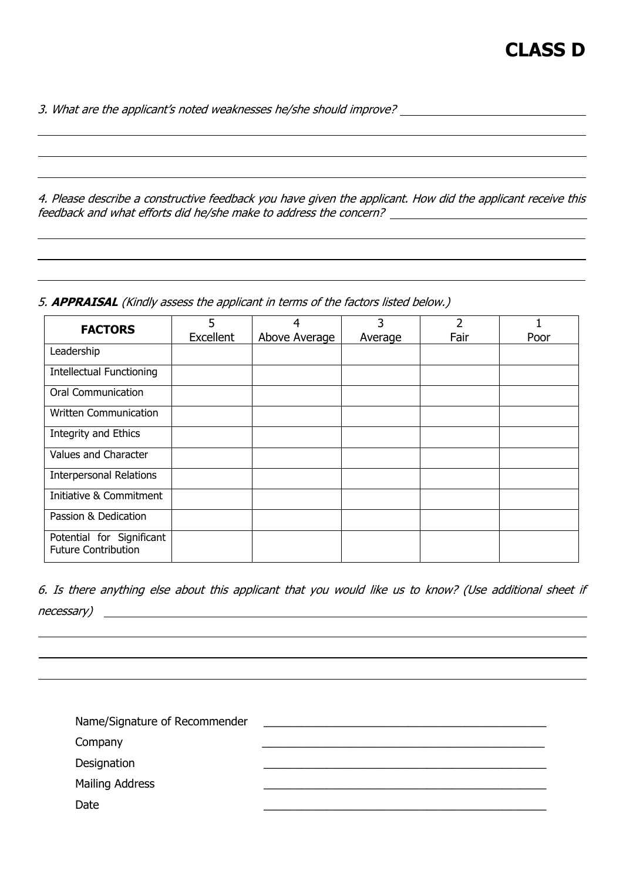# CLASS D

*3. What are the applicant's noted weaknesses he/she should improve?* ______________________________

____________________________________________________________________________________________

____________________________________________________________________________________________

____________________________________________________________________________________________

*4. Please describe a constructive feedback you have given the applicant. How did the applicant receive this feedback and what efforts did he/she make to address the concern?* ______________________________

____________________________________________________________________________________________

____________________________________________________________________________________________

____________________________________________________________________________________________

*5.* ***APPRAISAL*** *(Kindly assess the applicant in terms of the factors listed below.)*

| **FACTORS** | 5 Excellent | 4 Above Average | 3 Average | 2 Fair | 1 Poor |
|---|---|---|---|---|---|
| Leadership | | | | | |
| Intellectual Functioning | | | | | |
| Oral Communication | | | | | |
| Written Communication | | | | | |
| Integrity and Ethics | | | | | |
| Values and Character | | | | | |
| Interpersonal Relations | | | | | |
| Initiative & Commitment | | | | | |
| Passion & Dedication | | | | | |
| Potential for Significant Future Contribution | | | | | |

*6. Is there anything else about this applicant that you would like us to know? (Use additional sheet if necessary)* ______________________________

____________________________________________________________________________________________

____________________________________________________________________________________________

____________________________________________________________________________________________

Name/Signature of Recommender ______________________________

Company ______________________________

Designation ______________________________

Mailing Address ______________________________

Date ______________________________